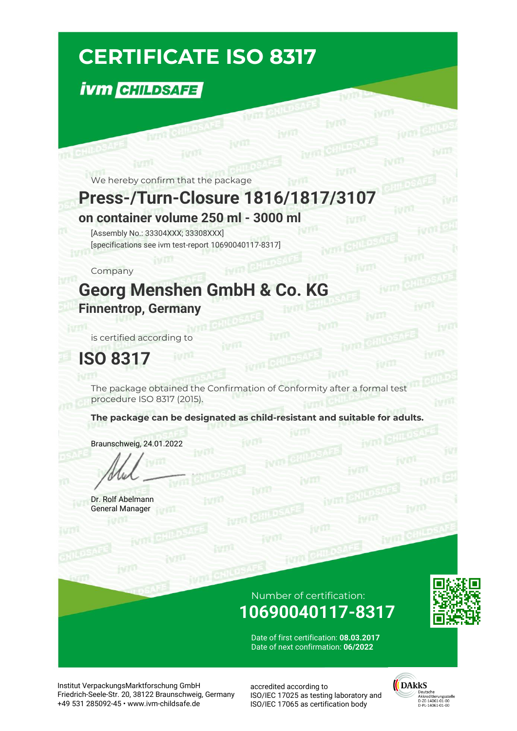# CERTIFICATE ISO 8317

**ivm CHILDSAFE**

We hereby confirm that the package

## Press-/Turn-Closure 1816/1817/3107

### on container volume 250 ml - 3000 ml

[Assembly No.: 33304XXX; 33308XXX]
[specifications see ivm test-report 10690040117-8317]

Company

## Georg Menshen GmbH & Co. KG

### Finnentrop, Germany

is certified according to

## ISO 8317

The package obtained the Confirmation of Conformity after a formal test procedure ISO 8317 (2015).

**The package can be designated as child-resistant and suitable for adults.**

Braunschweig, 24.01.2022

Dr. Rolf Abelmann
General Manager

Number of certification:

**10690040117-8317**

Date of first certification: **08.03.2017**
Date of next confirmation: **06/2022**

Institut VerpackungsMarktforschung GmbH
Friedrich-Seele-Str. 20, 38122 Braunschweig, Germany
+49 531 285092-45 • www.ivm-childsafe.de

accredited according to
ISO/IEC 17025 as testing laboratory and
ISO/IEC 17065 as certification body

DAkkS
Deutsche Akkreditierungsstelle
D-ZE-14061-01-00
D-PL-14061-01-00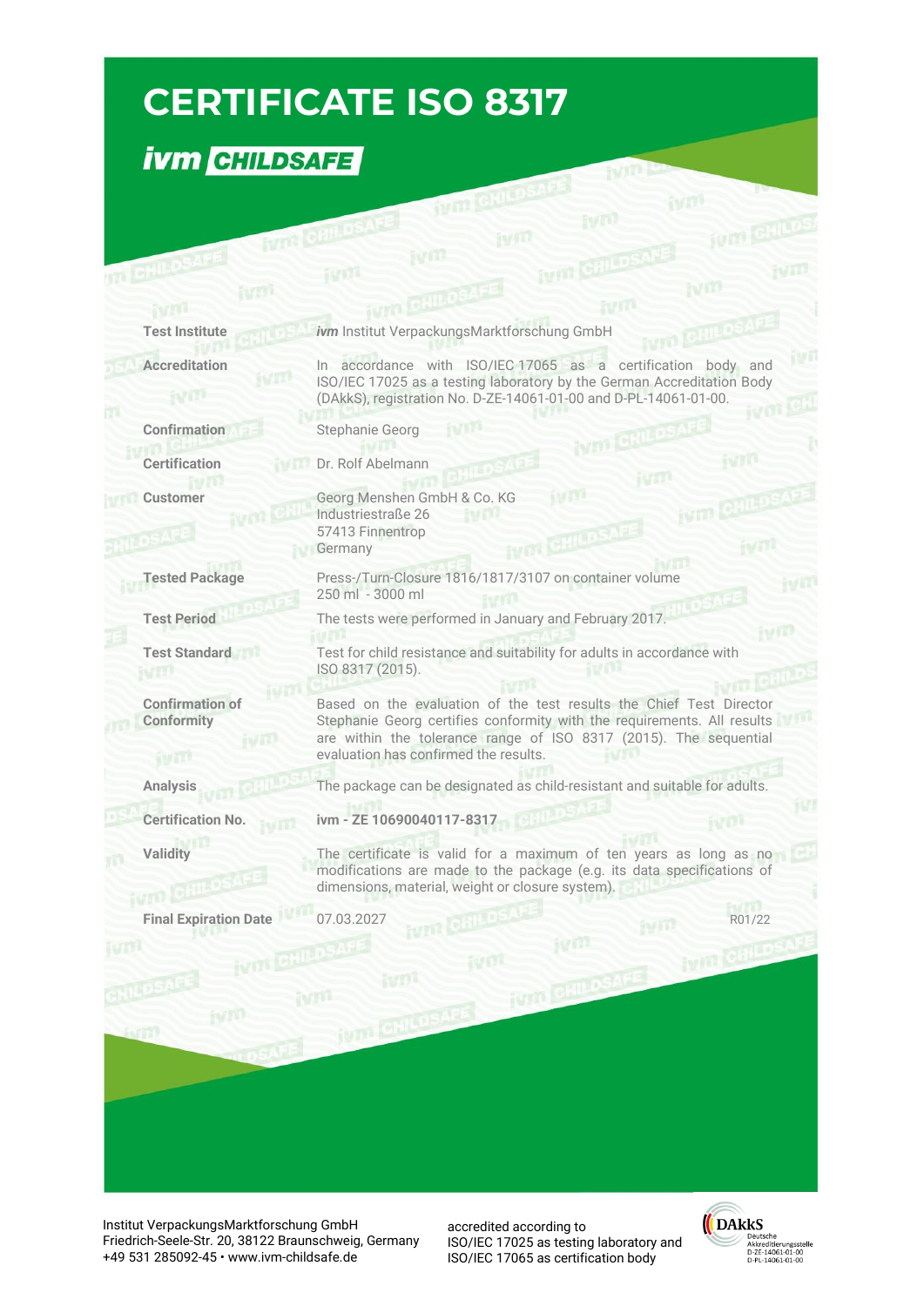# CERTIFICATE ISO 8317

***ivm*** **CHILDSAFE**

| | |
|---|---|
| **Test Institute** | ***ivm*** Institut VerpackungsMarktforschung GmbH |
| **Accreditation** | In accordance with ISO/IEC 17065 as a certification body and ISO/IEC 17025 as a testing laboratory by the German Accreditation Body (DAkkS), registration No. D-ZE-14061-01-00 and D-PL-14061-01-00. |
| **Confirmation** | Stephanie Georg |
| **Certification** | Dr. Rolf Abelmann |
| **Customer** | Georg Menshen GmbH & Co. KG<br>Industriestraße 26<br>57413 Finnentrop<br>Germany |
| **Tested Package** | Press-/Turn-Closure 1816/1817/3107 on container volume 250 ml - 3000 ml |
| **Test Period** | The tests were performed in January and February 2017. |
| **Test Standard** | Test for child resistance and suitability for adults in accordance with ISO 8317 (2015). |
| **Confirmation of Conformity** | Based on the evaluation of the test results the Chief Test Director Stephanie Georg certifies conformity with the requirements. All results are within the tolerance range of ISO 8317 (2015). The sequential evaluation has confirmed the results. |
| **Analysis** | The package can be designated as child-resistant and suitable for adults. |
| **Certification No.** | **ivm - ZE 10690040117-8317** |
| **Validity** | The certificate is valid for a maximum of ten years as long as no modifications are made to the package (e.g. its data specifications of dimensions, material, weight or closure system). |
| **Final Expiration Date** | 07.03.2027 |

R01/22

Institut VerpackungsMarktforschung GmbH
Friedrich-Seele-Str. 20, 38122 Braunschweig, Germany
+49 531 285092-45 • www.ivm-childsafe.de

accredited according to
ISO/IEC 17025 as testing laboratory and
ISO/IEC 17065 as certification body

DAkkS
Deutsche Akkreditierungsstelle
D-ZE-14061-01-00
D-PL-14061-01-00